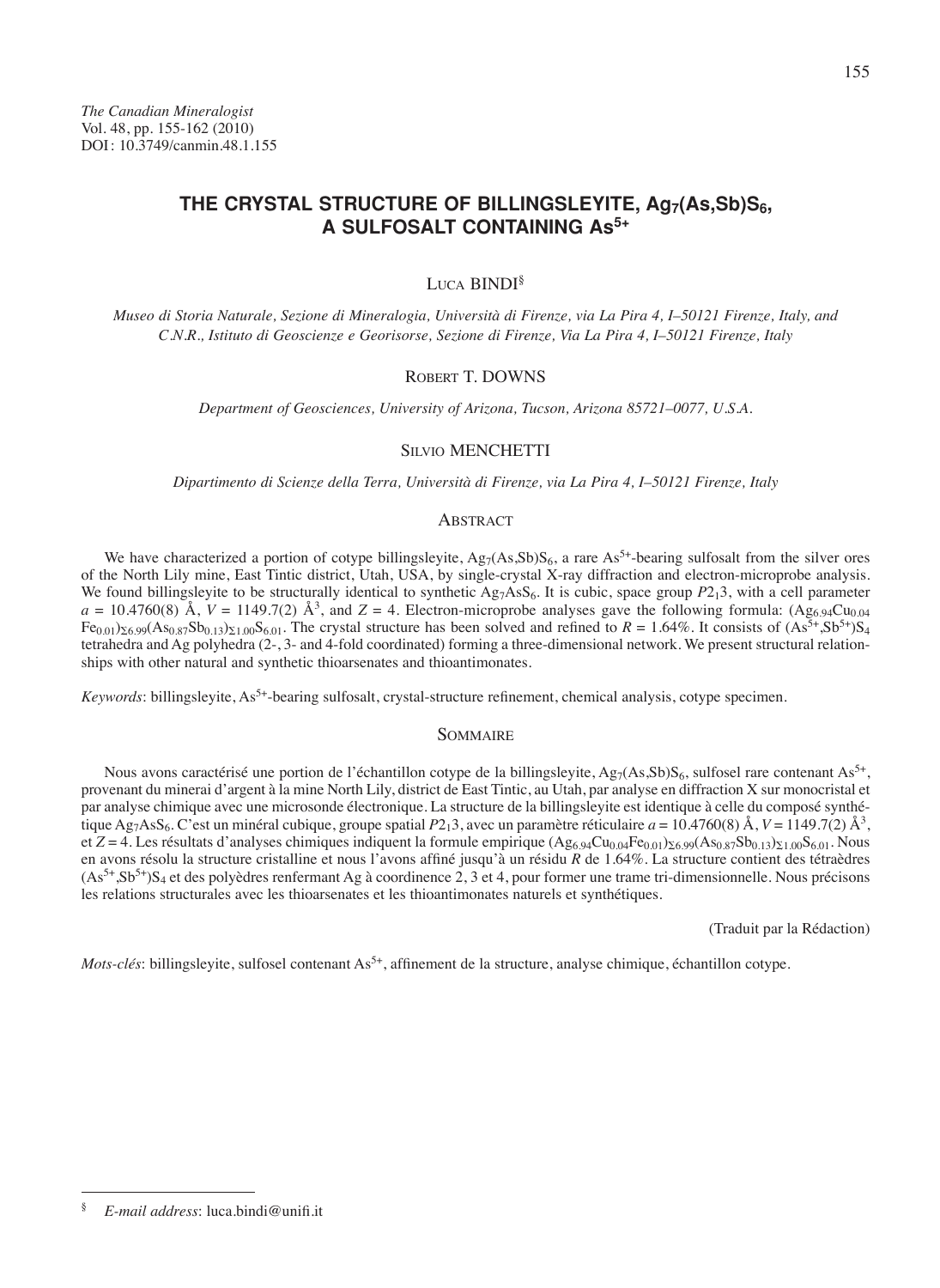*The Canadian Mineralogist*
Vol. 48, pp. 155-162 (2010)
DOI: 10.3749/canmin.48.1.155

# THE CRYSTAL STRUCTURE OF BILLINGSLEYITE, $Ag_7(As,Sb)S_6$, A SULFOSALT CONTAINING $As^{5+}$

Luca BINDI[§]

*Museo di Storia Naturale, Sezione di Mineralogia, Università di Firenze, via La Pira 4, I–50121 Firenze, Italy, and C.N.R., Istituto di Geoscienze e Georisorse, Sezione di Firenze, Via La Pira 4, I–50121 Firenze, Italy*

Robert T. DOWNS

*Department of Geosciences, University of Arizona, Tucson, Arizona 85721–0077, U.S.A.*

Silvio MENCHETTI

*Dipartimento di Scienze della Terra, Università di Firenze, via La Pira 4, I–50121 Firenze, Italy*

## Abstract

We have characterized a portion of cotype billingsleyite, $Ag_7(As,Sb)S_6$, a rare $As^{5+}$-bearing sulfosalt from the silver ores of the North Lily mine, East Tintic district, Utah, USA, by single-crystal X-ray diffraction and electron-microprobe analysis. We found billingsleyite to be structurally identical to synthetic $Ag_7AsS_6$. It is cubic, space group $P2_13$, with a cell parameter $a$ = 10.4760(8) Å, $V$ = 1149.7(2) Å$^3$, and $Z$ = 4. Electron-microprobe analyses gave the following formula: $(Ag_{6.94}Cu_{0.04}Fe_{0.01})_{\Sigma 6.99}(As_{0.87}Sb_{0.13})_{\Sigma 1.00}S_{6.01}$. The crystal structure has been solved and refined to $R$ = 1.64%. It consists of $(As^{5+},Sb^{5+})S_4$ tetrahedra and Ag polyhedra (2-, 3- and 4-fold coordinated) forming a three-dimensional network. We present structural relationships with other natural and synthetic thioarsenates and thioantimonates.

*Keywords*: billingsleyite, $As^{5+}$-bearing sulfosalt, crystal-structure refinement, chemical analysis, cotype specimen.

## Sommaire

Nous avons caractérisé une portion de l'échantillon cotype de la billingsleyite, $Ag_7(As,Sb)S_6$, sulfosel rare contenant $As^{5+}$, provenant du minerai d'argent à la mine North Lily, district de East Tintic, au Utah, par analyse en diffraction X sur monocristal et par analyse chimique avec une microsonde électronique. La structure de la billingsleyite est identique à celle du composé synthétique $Ag_7AsS_6$. C'est un minéral cubique, groupe spatial $P2_13$, avec un paramètre réticulaire $a$ = 10.4760(8) Å, $V$ = 1149.7(2) Å$^3$, et $Z$ = 4. Les résultats d'analyses chimiques indiquent la formule empirique $(Ag_{6.94}Cu_{0.04}Fe_{0.01})_{\Sigma 6.99}(As_{0.87}Sb_{0.13})_{\Sigma 1.00}S_{6.01}$. Nous en avons résolu la structure cristalline et nous l'avons affiné jusqu'à un résidu $R$ de 1.64%. La structure contient des tétraèdres $(As^{5+},Sb^{5+})S_4$ et des polyèdres renfermant Ag à coordinence 2, 3 et 4, pour former une trame tri-dimensionnelle. Nous précisons les relations structurales avec les thioarsenates et les thioantimonates naturels et synthétiques.

(Traduit par la Rédaction)

*Mots-clés*: billingsleyite, sulfosel contenant $As^{5+}$, affinement de la structure, analyse chimique, échantillon cotype.

---

[§] *E-mail address*: luca.bindi@unifi.it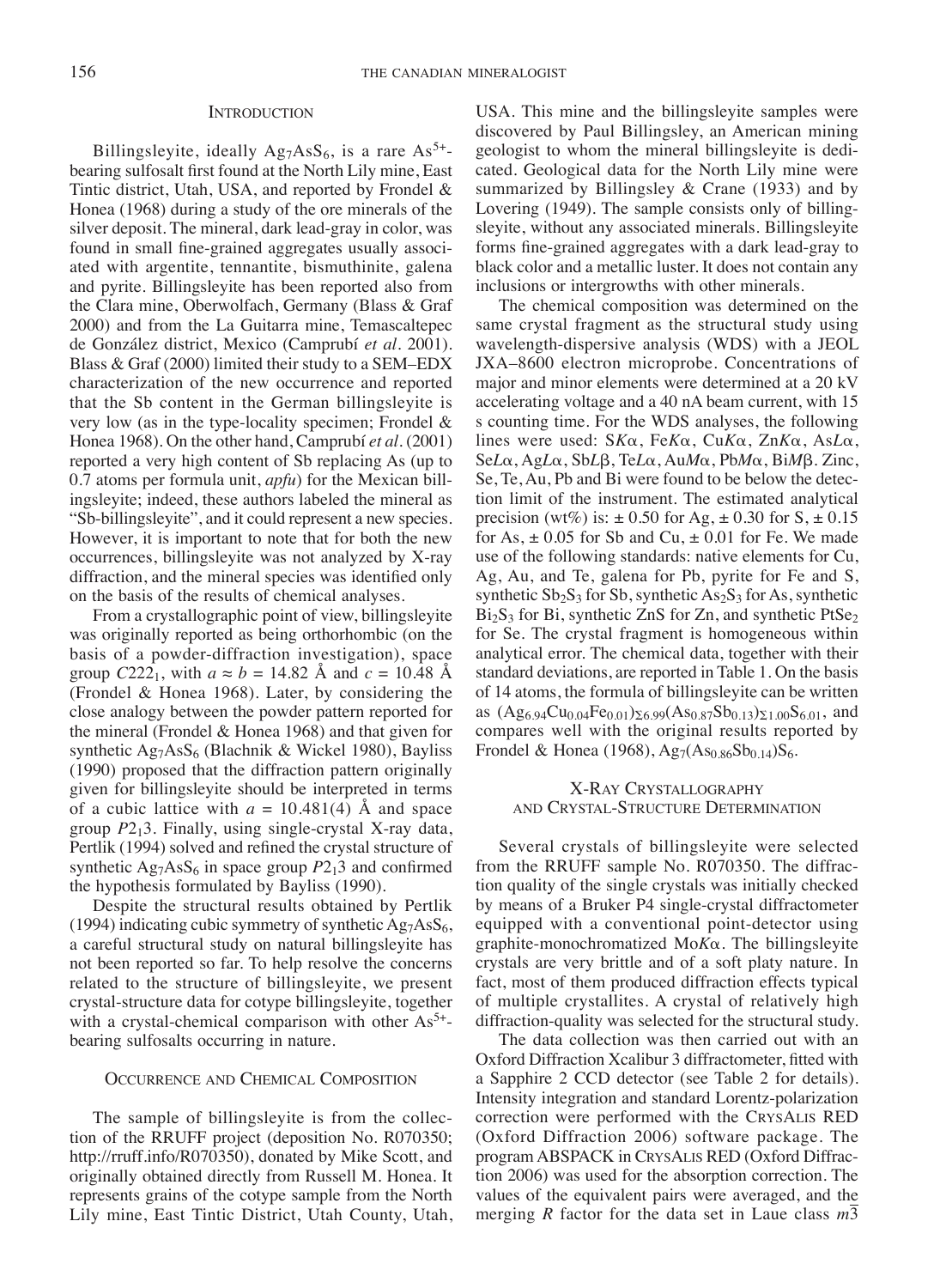## Introduction

Billingsleyite, ideally $Ag_7AsS_6$, is a rare $As^{5+}$-bearing sulfosalt first found at the North Lily mine, East Tintic district, Utah, USA, and reported by Frondel & Honea (1968) during a study of the ore minerals of the silver deposit. The mineral, dark lead-gray in color, was found in small fine-grained aggregates usually associated with argentite, tennantite, bismuthinite, galena and pyrite. Billingsleyite has been reported also from the Clara mine, Oberwolfach, Germany (Blass & Graf 2000) and from the La Guitarra mine, Temascaltepec de González district, Mexico (Camprubí *et al.* 2001). Blass & Graf (2000) limited their study to a SEM–EDX characterization of the new occurrence and reported that the Sb content in the German billingsleyite is very low (as in the type-locality specimen; Frondel & Honea 1968). On the other hand, Camprubí *et al.* (2001) reported a very high content of Sb replacing As (up to 0.7 atoms per formula unit, *apfu*) for the Mexican billingsleyite; indeed, these authors labeled the mineral as "Sb-billingsleyite", and it could represent a new species. However, it is important to note that for both the new occurrences, billingsleyite was not analyzed by X-ray diffraction, and the mineral species was identified only on the basis of the results of chemical analyses.

From a crystallographic point of view, billingsleyite was originally reported as being orthorhombic (on the basis of a powder-diffraction investigation), space group $C222_1$, with $a \approx b = 14.82$ Å and $c = 10.48$ Å (Frondel & Honea 1968). Later, by considering the close analogy between the powder pattern reported for the mineral (Frondel & Honea 1968) and that given for synthetic $Ag_7AsS_6$ (Blachnik & Wickel 1980), Bayliss (1990) proposed that the diffraction pattern originally given for billingsleyite should be interpreted in terms of a cubic lattice with $a = 10.481(4)$ Å and space group $P2_13$. Finally, using single-crystal X-ray data, Pertlik (1994) solved and refined the crystal structure of synthetic $Ag_7AsS_6$ in space group $P2_13$ and confirmed the hypothesis formulated by Bayliss (1990).

Despite the structural results obtained by Pertlik (1994) indicating cubic symmetry of synthetic $Ag_7AsS_6$, a careful structural study on natural billingsleyite has not been reported so far. To help resolve the concerns related to the structure of billingsleyite, we present crystal-structure data for cotype billingsleyite, together with a crystal-chemical comparison with other $As^{5+}$-bearing sulfosalts occurring in nature.

## Occurrence and Chemical Composition

The sample of billingsleyite is from the collection of the RRUFF project (deposition No. R070350; http://rruff.info/R070350), donated by Mike Scott, and originally obtained directly from Russell M. Honea. It represents grains of the cotype sample from the North Lily mine, East Tintic District, Utah County, Utah, USA. This mine and the billingsleyite samples were discovered by Paul Billingsley, an American mining geologist to whom the mineral billingsleyite is dedicated. Geological data for the North Lily mine were summarized by Billingsley & Crane (1933) and by Lovering (1949). The sample consists only of billingsleyite, without any associated minerals. Billingsleyite forms fine-grained aggregates with a dark lead-gray to black color and a metallic luster. It does not contain any inclusions or intergrowths with other minerals.

The chemical composition was determined on the same crystal fragment as the structural study using wavelength-dispersive analysis (WDS) with a JEOL JXA–8600 electron microprobe. Concentrations of major and minor elements were determined at a 20 kV accelerating voltage and a 40 nA beam current, with 15 s counting time. For the WDS analyses, the following lines were used: S$K\alpha$, Fe$K\alpha$, Cu$K\alpha$, Zn$K\alpha$, As$L\alpha$, Se$L\alpha$, Ag$L\alpha$, Sb$L\beta$, Te$L\alpha$, Au$M\alpha$, Pb$M\alpha$, Bi$M\beta$. Zinc, Se, Te, Au, Pb and Bi were found to be below the detection limit of the instrument. The estimated analytical precision (wt%) is: ± 0.50 for Ag, ± 0.30 for S, ± 0.15 for As, ± 0.05 for Sb and Cu, ± 0.01 for Fe. We made use of the following standards: native elements for Cu, Ag, Au, and Te, galena for Pb, pyrite for Fe and S, synthetic $Sb_2S_3$ for Sb, synthetic $As_2S_3$ for As, synthetic $Bi_2S_3$ for Bi, synthetic ZnS for Zn, and synthetic $PtSe_2$ for Se. The crystal fragment is homogeneous within analytical error. The chemical data, together with their standard deviations, are reported in Table 1. On the basis of 14 atoms, the formula of billingsleyite can be written as $(Ag_{6.94}Cu_{0.04}Fe_{0.01})_{\Sigma 6.99}(As_{0.87}Sb_{0.13})_{\Sigma 1.00}S_{6.01}$, and compares well with the original results reported by Frondel & Honea (1968), $Ag_7(As_{0.86}Sb_{0.14})S_6$.

## X-Ray Crystallography and Crystal-Structure Determination

Several crystals of billingsleyite were selected from the RRUFF sample No. R070350. The diffraction quality of the single crystals was initially checked by means of a Bruker P4 single-crystal diffractometer equipped with a conventional point-detector using graphite-monochromatized Mo$K\alpha$. The billingsleyite crystals are very brittle and of a soft platy nature. In fact, most of them produced diffraction effects typical of multiple crystallites. A crystal of relatively high diffraction-quality was selected for the structural study.

The data collection was then carried out with an Oxford Diffraction Xcalibur 3 diffractometer, fitted with a Sapphire 2 CCD detector (see Table 2 for details). Intensity integration and standard Lorentz-polarization correction were performed with the CrysAlis RED (Oxford Diffraction 2006) software package. The program ABSPACK in CrysAlis RED (Oxford Diffraction 2006) was used for the absorption correction. The values of the equivalent pairs were averaged, and the merging *R* factor for the data set in Laue class $m\overline{3}$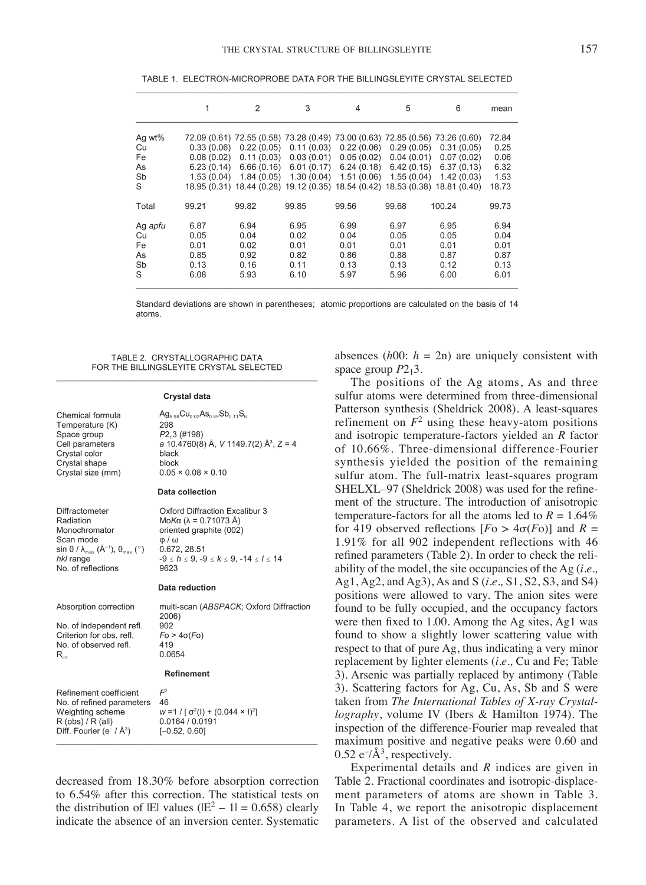TABLE 1. ELECTRON-MICROPROBE DATA FOR THE BILLINGSLEYITE CRYSTAL SELECTED

| | 1 | 2 | 3 | 4 | 5 | 6 | mean |
|---|---|---|---|---|---|---|---|
| Ag wt% | 72.09 (0.61) | 72.55 (0.58) | 73.28 (0.49) | 73.00 (0.63) | 72.85 (0.56) | 73.26 (0.60) | 72.84 |
| Cu | 0.33 (0.06) | 0.22 (0.05) | 0.11 (0.03) | 0.22 (0.06) | 0.29 (0.05) | 0.31 (0.05) | 0.25 |
| Fe | 0.08 (0.02) | 0.11 (0.03) | 0.03 (0.01) | 0.05 (0.02) | 0.04 (0.01) | 0.07 (0.02) | 0.06 |
| As | 6.23 (0.14) | 6.66 (0.16) | 6.01 (0.17) | 6.24 (0.18) | 6.42 (0.15) | 6.37 (0.13) | 6.32 |
| Sb | 1.53 (0.04) | 1.84 (0.05) | 1.30 (0.04) | 1.51 (0.06) | 1.55 (0.04) | 1.42 (0.03) | 1.53 |
| S | 18.95 (0.31) | 18.44 (0.28) | 19.12 (0.35) | 18.54 (0.42) | 18.53 (0.38) | 18.81 (0.40) | 18.73 |
| Total | 99.21 | 99.82 | 99.85 | 99.56 | 99.68 | 100.24 | 99.73 |
| Ag *apfu* | 6.87 | 6.94 | 6.95 | 6.99 | 6.97 | 6.95 | 6.94 |
| Cu | 0.05 | 0.04 | 0.02 | 0.04 | 0.05 | 0.05 | 0.04 |
| Fe | 0.01 | 0.02 | 0.01 | 0.01 | 0.01 | 0.01 | 0.01 |
| As | 0.85 | 0.92 | 0.82 | 0.86 | 0.88 | 0.87 | 0.87 |
| Sb | 0.13 | 0.16 | 0.11 | 0.13 | 0.13 | 0.12 | 0.13 |
| S | 6.08 | 5.93 | 6.10 | 5.97 | 5.96 | 6.00 | 6.01 |

Standard deviations are shown in parentheses; atomic proportions are calculated on the basis of 14 atoms.

TABLE 2. CRYSTALLOGRAPHIC DATA FOR THE BILLINGSLEYITE CRYSTAL SELECTED

| | |
|---|---|
| **Crystal data** | |
| Chemical formula | $Ag_{6.98}Cu_{0.02}As_{0.89}Sb_{0.11}S_6$ |
| Temperature (K) | 298 |
| Space group | $P2_13$ (#198) |
| Cell parameters | *a* 10.4760(8) Å, *V* 1149.7(2) Å$^3$, Z = 4 |
| Crystal color | black |
| Crystal shape | block |
| Crystal size (mm) | 0.05 × 0.08 × 0.10 |
| **Data collection** | |
| Diffractometer | Oxford Diffraction Excalibur 3 |
| Radiation | Mo*K*α (λ = 0.71073 Å) |
| Monochromator | oriented graphite (002) |
| Scan mode | φ / ω |
| sin θ / $\lambda_{max}$ (Å$^{-1}$), $\theta_{max}$ (°) | 0.672, 28.51 |
| *hkl* range | $-9 \le h \le 9$, $-9 \le k \le 9$, $-14 \le l \le 14$ |
| No. of reflections | 9623 |
| **Data reduction** | |
| Absorption correction | multi-scan (*ABSPACK*; Oxford Diffraction 2006) |
| No. of independent refl. | 902 |
| Criterion for obs. refl. | $Fo > 4\sigma(Fo)$ |
| No. of observed refl. | 419 |
| $R_{int}$ | 0.0654 |
| **Refinement** | |
| Refinement coefficient | $F^2$ |
| No. of refined parameters | 46 |
| Weighting scheme | $w = 1 / [\sigma^2(I) + (0.044 \times I)^2]$ |
| R (obs) / R (all) | 0.0164 / 0.0191 |
| Diff. Fourier (e$^-$ / Å$^3$) | [–0.52, 0.60] |

decreased from 18.30% before absorption correction to 6.54% after this correction. The statistical tests on the distribution of |E| values ($|E^2 - 1| = 0.658$) clearly indicate the absence of an inversion center. Systematic absences ($h00$: $h = 2n$) are uniquely consistent with space group $P2_13$.

The positions of the Ag atoms, As and three sulfur atoms were determined from three-dimensional Patterson synthesis (Sheldrick 2008). A least-squares refinement on $F^2$ using these heavy-atom positions and isotropic temperature-factors yielded an *R* factor of 10.66%. Three-dimensional difference-Fourier synthesis yielded the position of the remaining sulfur atom. The full-matrix least-squares program SHELXL–97 (Sheldrick 2008) was used for the refinement of the structure. The introduction of anisotropic temperature-factors for all the atoms led to $R = 1.64\%$ for 419 observed reflections [$Fo > 4\sigma(Fo)$] and $R = 1.91\%$ for all 902 independent reflections with 46 refined parameters (Table 2). In order to check the reliability of the model, the site occupancies of the Ag (*i.e.,* Ag1, Ag2, and Ag3), As and S (*i.e.,* S1, S2, S3, and S4) positions were allowed to vary. The anion sites were found to be fully occupied, and the occupancy factors were then fixed to 1.00. Among the Ag sites, Ag1 was found to show a slightly lower scattering value with respect to that of pure Ag, thus indicating a very minor replacement by lighter elements (*i.e.,* Cu and Fe; Table 3). Arsenic was partially replaced by antimony (Table 3). Scattering factors for Ag, Cu, As, Sb and S were taken from *The International Tables of X-ray Crystallography*, volume IV (Ibers & Hamilton 1974). The inspection of the difference-Fourier map revealed that maximum positive and negative peaks were 0.60 and 0.52 e$^-$/Å$^3$, respectively.

Experimental details and *R* indices are given in Table 2. Fractional coordinates and isotropic-displacement parameters of atoms are shown in Table 3. In Table 4, we report the anisotropic displacement parameters. A list of the observed and calculated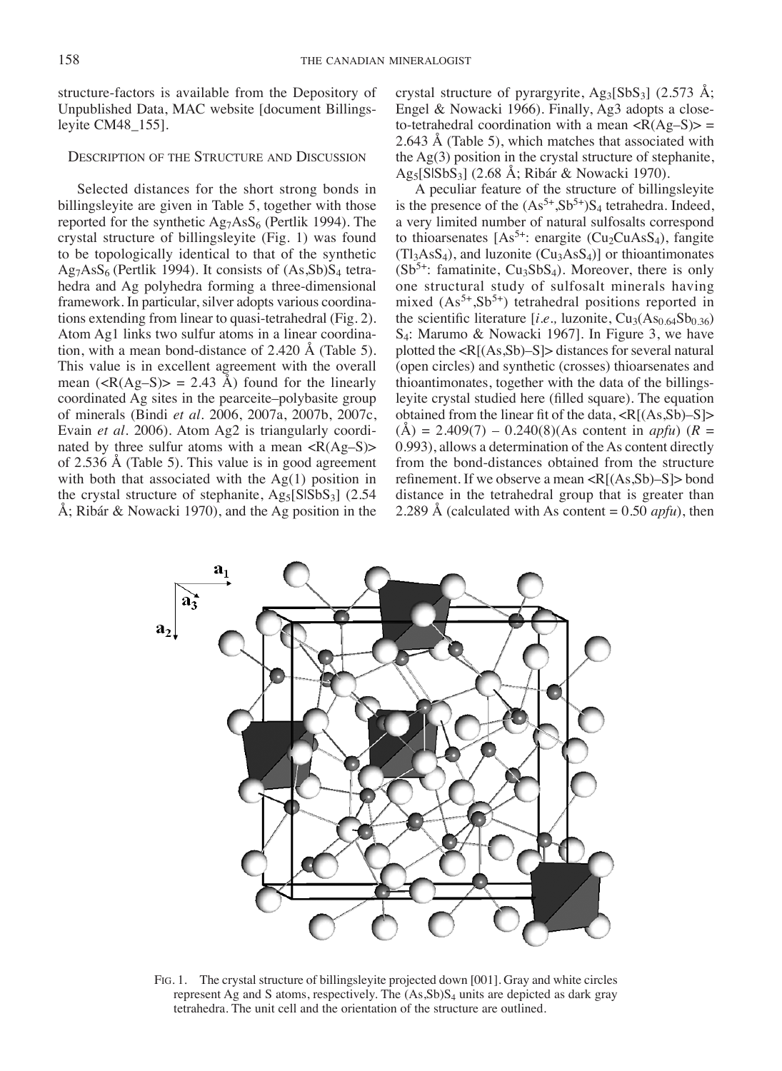structure-factors is available from the Depository of Unpublished Data, MAC website [document Billingsleyite CM48_155].

## Description of the Structure and Discussion

Selected distances for the short strong bonds in billingsleyite are given in Table 5, together with those reported for the synthetic $Ag_7AsS_6$ (Pertlik 1994). The crystal structure of billingsleyite (Fig. 1) was found to be topologically identical to that of the synthetic $Ag_7AsS_6$ (Pertlik 1994). It consists of $(As,Sb)S_4$ tetrahedra and Ag polyhedra forming a three-dimensional framework. In particular, silver adopts various coordinations extending from linear to quasi-tetrahedral (Fig. 2). Atom Ag1 links two sulfur atoms in a linear coordination, with a mean bond-distance of 2.420 Å (Table 5). This value is in excellent agreement with the overall mean ($<R(Ag–S)> = 2.43$ Å) found for the linearly coordinated Ag sites in the pearceite–polybasite group of minerals (Bindi *et al.* 2006, 2007a, 2007b, 2007c, Evain *et al.* 2006). Atom Ag2 is triangularly coordinated by three sulfur atoms with a mean $<R(Ag–S)>$ of 2.536 Å (Table 5). This value is in good agreement with both that associated with the Ag(1) position in the crystal structure of stephanite, $Ag_5[S|SbS_3]$ (2.54 Å; Ribár & Nowacki 1970), and the Ag position in the crystal structure of pyrargyrite, $Ag_3[SbS_3]$ (2.573 Å; Engel & Nowacki 1966). Finally, Ag3 adopts a close-to-tetrahedral coordination with a mean $<R(Ag–S)> =$ 2.643 Å (Table 5), which matches that associated with the Ag(3) position in the crystal structure of stephanite, $Ag_5[S|SbS_3]$ (2.68 Å; Ribár & Nowacki 1970).

A peculiar feature of the structure of billingsleyite is the presence of the $(As^{5+},Sb^{5+})S_4$ tetrahedra. Indeed, a very limited number of natural sulfosalts correspond to thioarsenates [$As^{5+}$: enargite ($Cu_2CuAsS_4$), fangite ($Tl_3AsS_4$), and luzonite ($Cu_3AsS_4$)] or thioantimonates ($Sb^{5+}$: famatinite, $Cu_3SbS_4$). Moreover, there is only one structural study of sulfosalt minerals having mixed $(As^{5+},Sb^{5+})$ tetrahedral positions reported in the scientific literature [*i.e.*, luzonite, $Cu_3(As_{0.64}Sb_{0.36})S_4$: Marumo & Nowacki 1967]. In Figure 3, we have plotted the $<R[(As,Sb)–S]>$ distances for several natural (open circles) and synthetic (crosses) thioarsenates and thioantimonates, together with the data of the billingsleyite crystal studied here (filled square). The equation obtained from the linear fit of the data, $<R[(As,Sb)–S]>$ (Å) = 2.409(7) – 0.240(8)(As content in *apfu*) ($R$ = 0.993), allows a determination of the As content directly from the bond-distances obtained from the structure refinement. If we observe a mean $<R[(As,Sb)–S]>$ bond distance in the tetrahedral group that is greater than 2.289 Å (calculated with As content = 0.50 *apfu*), then

Fig. 1. The crystal structure of billingsleyite projected down [001]. Gray and white circles represent Ag and S atoms, respectively. The $(As,Sb)S_4$ units are depicted as dark gray tetrahedra. The unit cell and the orientation of the structure are outlined.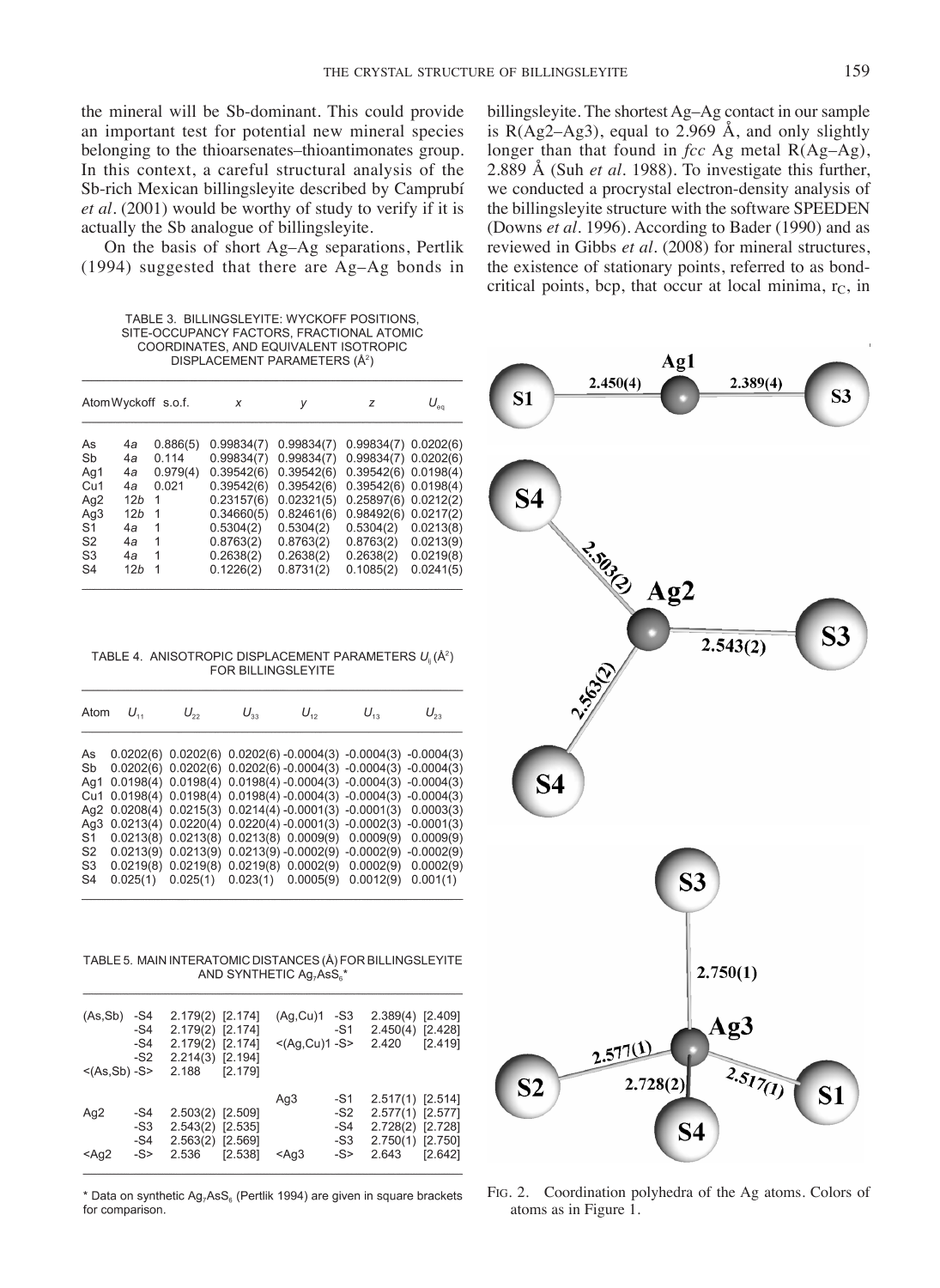the mineral will be Sb-dominant. This could provide an important test for potential new mineral species belonging to the thioarsenates–thioantimonates group. In this context, a careful structural analysis of the Sb-rich Mexican billingsleyite described by Camprubí *et al*. (2001) would be worthy of study to verify if it is actually the Sb analogue of billingsleyite.

On the basis of short Ag–Ag separations, Pertlik (1994) suggested that there are Ag–Ag bonds in billingsleyite. The shortest Ag–Ag contact in our sample is R(Ag2–Ag3), equal to 2.969 Å, and only slightly longer than that found in *fcc* Ag metal R(Ag–Ag), 2.889 Å (Suh *et al*. 1988). To investigate this further, we conducted a procrystal electron-density analysis of the billingsleyite structure with the software SPEEDEN (Downs *et al*. 1996). According to Bader (1990) and as reviewed in Gibbs *et al*. (2008) for mineral structures, the existence of stationary points, referred to as bond-critical points, bcp, that occur at local minima, $r_C$, in

TABLE 3. BILLINGSLEYITE: WYCKOFF POSITIONS, SITE-OCCUPANCY FACTORS, FRACTIONAL ATOMIC COORDINATES, AND EQUIVALENT ISOTROPIC DISPLACEMENT PARAMETERS (Å$^2$)

| Atom | Wyckoff | s.o.f. | $x$ | $y$ | $z$ | $U_{eq}$ |
|---|---|---|---|---|---|---|
| As | 4*a* | 0.886(5) | 0.99834(7) | 0.99834(7) | 0.99834(7) | 0.0202(6) |
| Sb | 4*a* | 0.114 | 0.99834(7) | 0.99834(7) | 0.99834(7) | 0.0202(6) |
| Ag1 | 4*a* | 0.979(4) | 0.39542(6) | 0.39542(6) | 0.39542(6) | 0.0198(4) |
| Cu1 | 4*a* | 0.021 | 0.39542(6) | 0.39542(6) | 0.39542(6) | 0.0198(4) |
| Ag2 | 12*b* | 1 | 0.23157(6) | 0.02321(5) | 0.25897(6) | 0.0212(2) |
| Ag3 | 12*b* | 1 | 0.34660(5) | 0.82461(6) | 0.98492(6) | 0.0217(2) |
| S1 | 4*a* | 1 | 0.5304(2) | 0.5304(2) | 0.5304(2) | 0.0213(8) |
| S2 | 4*a* | 1 | 0.8763(2) | 0.8763(2) | 0.8763(2) | 0.0213(9) |
| S3 | 4*a* | 1 | 0.2638(2) | 0.2638(2) | 0.2638(2) | 0.0219(8) |
| S4 | 12*b* | 1 | 0.1226(2) | 0.8731(2) | 0.1085(2) | 0.0241(5) |

TABLE 4. ANISOTROPIC DISPLACEMENT PARAMETERS $U_{ij}$ (Å$^2$) FOR BILLINGSLEYITE

| Atom | $U_{11}$ | $U_{22}$ | $U_{33}$ | $U_{12}$ | $U_{13}$ | $U_{23}$ |
|---|---|---|---|---|---|---|
| As | 0.0202(6) | 0.0202(6) | 0.0202(6) | -0.0004(3) | -0.0004(3) | -0.0004(3) |
| Sb | 0.0202(6) | 0.0202(6) | 0.0202(6) | -0.0004(3) | -0.0004(3) | -0.0004(3) |
| Ag1 | 0.0198(4) | 0.0198(4) | 0.0198(4) | -0.0004(3) | -0.0004(3) | -0.0004(3) |
| Cu1 | 0.0198(4) | 0.0198(4) | 0.0198(4) | -0.0004(3) | -0.0004(3) | -0.0004(3) |
| Ag2 | 0.0208(4) | 0.0215(3) | 0.0214(4) | -0.0001(3) | -0.0001(3) | 0.0003(3) |
| Ag3 | 0.0213(4) | 0.0220(4) | 0.0220(4) | -0.0001(3) | -0.0002(3) | -0.0001(3) |
| S1 | 0.0213(8) | 0.0213(8) | 0.0213(8) | 0.0009(9) | 0.0009(9) | 0.0009(9) |
| S2 | 0.0213(9) | 0.0213(9) | 0.0213(9) | -0.0002(9) | -0.0002(9) | -0.0002(9) |
| S3 | 0.0219(8) | 0.0219(8) | 0.0219(8) | 0.0002(9) | 0.0002(9) | 0.0002(9) |
| S4 | 0.025(1) | 0.025(1) | 0.023(1) | 0.0005(9) | 0.0012(9) | 0.001(1) |

TABLE 5. MAIN INTERATOMIC DISTANCES (Å) FOR BILLINGSLEYITE AND SYNTHETIC $Ag_7AsS_6$*

| | | | | | | | |
|---|---|---|---|---|---|---|---|
| (As,Sb) | -S4 | 2.179(2) | [2.174] | (Ag,Cu)1 | -S3 | 2.389(4) | [2.409] |
| | -S4 | 2.179(2) | [2.174] | | -S1 | 2.450(4) | [2.428] |
| | -S4 | 2.179(2) | [2.174] | <(Ag,Cu)1 -S> | | 2.420 | [2.419] |
| | -S2 | 2.214(3) | [2.194] | | | | |
| <(As,Sb) -S> | | 2.188 | [2.179] | | | | |
| | | | | Ag3 | -S1 | 2.517(1) | [2.514] |
| Ag2 | -S4 | 2.503(2) | [2.509] | | -S2 | 2.577(1) | [2.577] |
| | -S3 | 2.543(2) | [2.535] | | -S4 | 2.728(2) | [2.728] |
| | -S4 | 2.563(2) | [2.569] | | -S3 | 2.750(1) | [2.750] |
| <Ag2 | -S> | 2.536 | [2.538] | <Ag3 | -S> | 2.643 | [2.642] |

\* Data on synthetic $Ag_7AsS_6$ (Pertlik 1994) are given in square brackets for comparison.

FIG. 2. Coordination polyhedra of the Ag atoms. Colors of atoms as in Figure 1.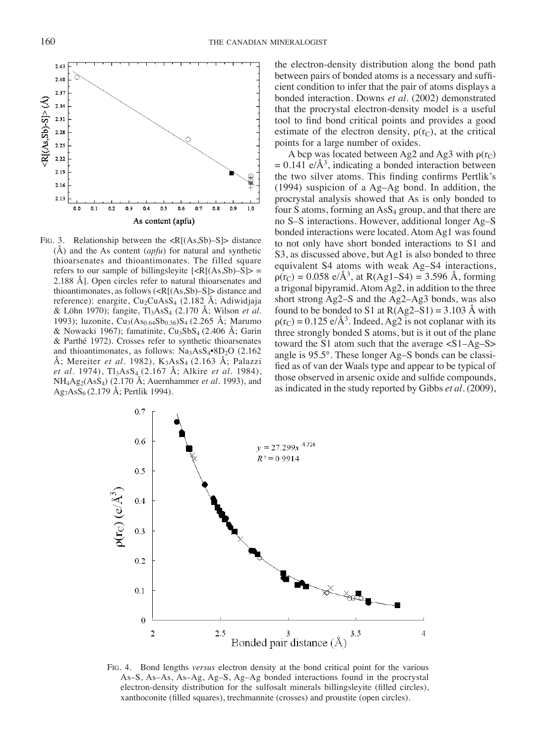FIG. 3. Relationship between the <R[(As,Sb)–S]> distance (Å) and the As content (*apfu*) for natural and synthetic thioarsenates and thioantimonates. The filled square refers to our sample of billingsleyite [<R[(As,Sb)–S]> = 2.188 Å]. Open circles refer to natural thioarsenates and thioantimonates, as follows (<R[(As,Sb)–S]> distance and reference): enargite, $Cu_2CuAsS_4$ (2.182 Å; Adiwidjaja & Löhn 1970); fangite, $Tl_3AsS_4$ (2.170 Å; Wilson *et al.* 1993); luzonite, $Cu_3(As_{0.64}Sb_{0.36})S_4$ (2.265 Å; Marumo & Nowacki 1967); famatinite, $Cu_3SbS_4$ (2.406 Å; Garin & Parthé 1972). Crosses refer to synthetic thioarsenates and thioantimonates, as follows: $Na_3AsS_4$•$8D_2O$ (2.162 Å; Mereiter *et al.* 1982), $K_3AsS_4$ (2.163 Å; Palazzi *et al.* 1974), $Tl_3AsS_4$ (2.167 Å; Alkire *et al.* 1984), $NH_4Ag_2(AsS_4)$ (2.170 Å; Auernhammer *et al.* 1993), and $Ag_7AsS_6$ (2.179 Å; Pertlik 1994).

the electron-density distribution along the bond path between pairs of bonded atoms is a necessary and sufficient condition to infer that the pair of atoms displays a bonded interaction. Downs *et al.* (2002) demonstrated that the procrystal electron-density model is a useful tool to find bond critical points and provides a good estimate of the electron density, $\rho(r_C)$, at the critical points for a large number of oxides.

A bcp was located between Ag2 and Ag3 with $\rho(r_C)$ = 0.141 e/Å$^3$, indicating a bonded interaction between the two silver atoms. This finding confirms Pertlik's (1994) suspicion of a Ag–Ag bond. In addition, the procrystal analysis showed that As is only bonded to four S atoms, forming an $AsS_4$ group, and that there are no S–S interactions. However, additional longer Ag–S bonded interactions were located. Atom Ag1 was found to not only have short bonded interactions to S1 and S3, as discussed above, but Ag1 is also bonded to three equivalent S4 atoms with weak Ag–S4 interactions, $\rho(r_C)$ = 0.058 e/Å$^3$, at R(Ag1–S4) = 3.596 Å, forming a trigonal bipyramid. Atom Ag2, in addition to the three short strong Ag2–S and the Ag2–Ag3 bonds, was also found to be bonded to S1 at R(Ag2–S1) = 3.103 Å with $\rho(r_C)$ = 0.125 e/Å$^3$. Indeed, Ag2 is not coplanar with its three strongly bonded S atoms, but is it out of the plane toward the S1 atom such that the average <S1–Ag–S> angle is 95.5°. These longer Ag–S bonds can be classified as of van der Waals type and appear to be typical of those observed in arsenic oxide and sulfide compounds, as indicated in the study reported by Gibbs *et al.* (2009),

FIG. 4. Bond lengths *versus* electron density at the bond critical point for the various As–S, As–As, As–Ag, Ag–S, Ag–Ag bonded interactions found in the procrystal electron-density distribution for the sulfosalt minerals billingsleyite (filled circles), xanthoconite (filled squares), trechmannite (crosses) and proustite (open circles).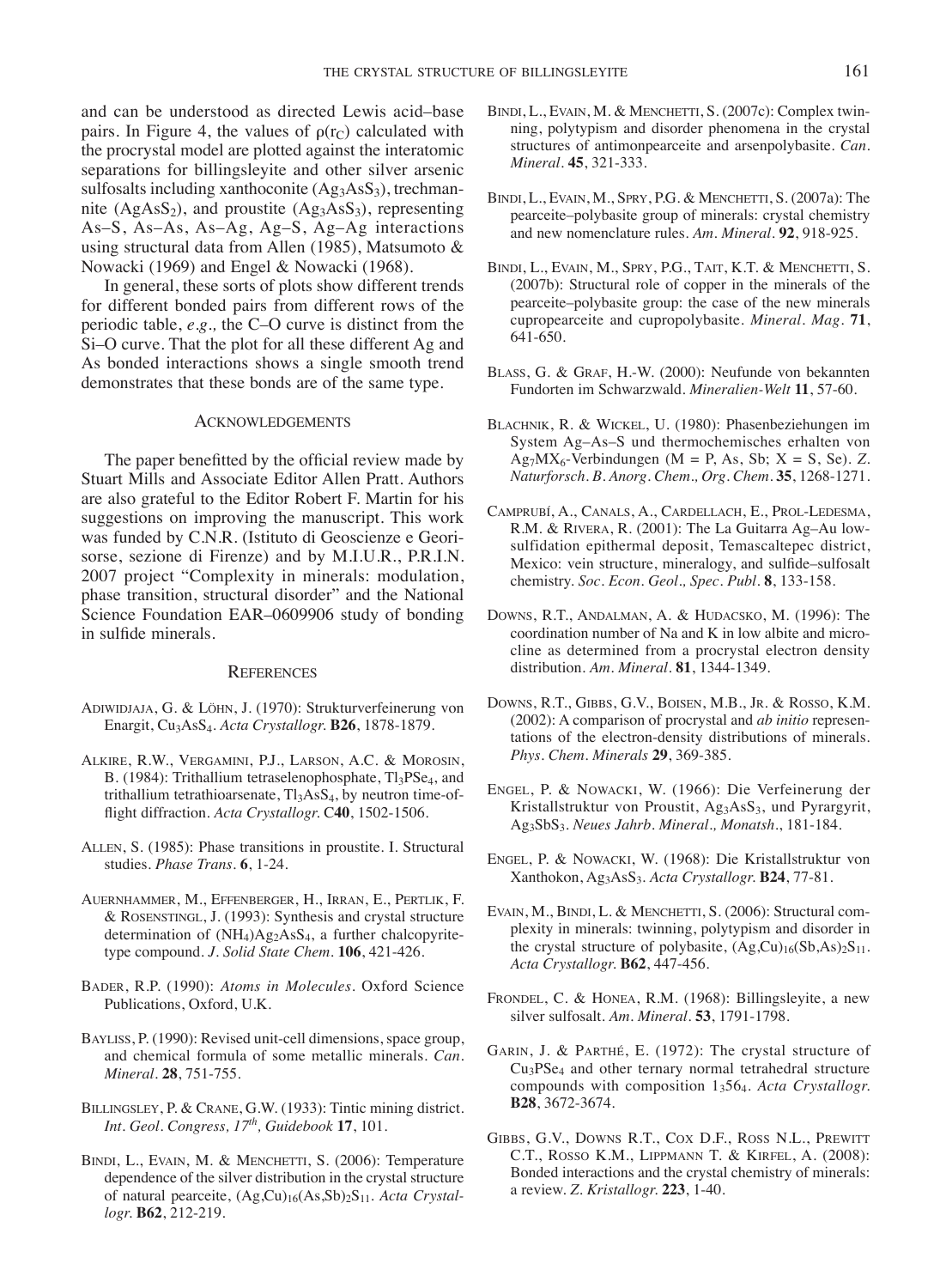and can be understood as directed Lewis acid–base pairs. In Figure 4, the values of $\rho(r_C)$ calculated with the procrystal model are plotted against the interatomic separations for billingsleyite and other silver arsenic sulfosalts including xanthoconite ($Ag_3AsS_3$), trechmannite ($AgAsS_2$), and proustite ($Ag_3AsS_3$), representing As–S, As–As, As–Ag, Ag–S, Ag–Ag interactions using structural data from Allen (1985), Matsumoto & Nowacki (1969) and Engel & Nowacki (1968).

In general, these sorts of plots show different trends for different bonded pairs from different rows of the periodic table, *e.g.,* the C–O curve is distinct from the Si–O curve. That the plot for all these different Ag and As bonded interactions shows a single smooth trend demonstrates that these bonds are of the same type.

## Acknowledgements

The paper benefitted by the official review made by Stuart Mills and Associate Editor Allen Pratt. Authors are also grateful to the Editor Robert F. Martin for his suggestions on improving the manuscript. This work was funded by C.N.R. (Istituto di Geoscienze e Georisorse, sezione di Firenze) and by M.I.U.R., P.R.I.N. 2007 project "Complexity in minerals: modulation, phase transition, structural disorder" and the National Science Foundation EAR–0609906 study of bonding in sulfide minerals.

## References

Adiwidjaja, G. & Löhn, J. (1970): Strukturverfeinerung von Enargit, $Cu_3AsS_4$. *Acta Crystallogr.* **B26**, 1878-1879.

Alkire, R.W., Vergamini, P.J., Larson, A.C. & Morosin, B. (1984): Trithallium tetraselenophosphate, $Tl_3PSe_4$, and trithallium tetrathioarsenate, $Tl_3AsS_4$, by neutron time-of-flight diffraction. *Acta Crystallogr.* C**40**, 1502-1506.

Allen, S. (1985): Phase transitions in proustite. I. Structural studies. *Phase Trans.* **6**, 1-24.

Auernhammer, M., Effenberger, H., Irran, E., Pertlik, F. & Rosenstingl, J. (1993): Synthesis and crystal structure determination of $(NH_4)Ag_2AsS_4$, a further chalcopyrite-type compound. *J. Solid State Chem.* **106**, 421-426.

Bader, R.P. (1990): *Atoms in Molecules.* Oxford Science Publications, Oxford, U.K.

Bayliss, P. (1990): Revised unit-cell dimensions, space group, and chemical formula of some metallic minerals. *Can. Mineral.* **28**, 751-755.

Billingsley, P. & Crane, G.W. (1933): Tintic mining district. *Int. Geol. Congress, 17th, Guidebook* **17**, 101.

Bindi, L., Evain, M. & Menchetti, S. (2006): Temperature dependence of the silver distribution in the crystal structure of natural pearceite, $(Ag,Cu)_{16}(As,Sb)_2S_{11}$. *Acta Crystallogr.* **B62**, 212-219.

Bindi, L., Evain, M. & Menchetti, S. (2007c): Complex twinning, polytypism and disorder phenomena in the crystal structures of antimonpearceite and arsenpolybasite. *Can. Mineral.* **45**, 321-333.

Bindi, L., Evain, M., Spry, P.G. & Menchetti, S. (2007a): The pearceite–polybasite group of minerals: crystal chemistry and new nomenclature rules. *Am. Mineral.* **92**, 918-925.

Bindi, L., Evain, M., Spry, P.G., Tait, K.T. & Menchetti, S. (2007b): Structural role of copper in the minerals of the pearceite–polybasite group: the case of the new minerals cupropearceite and cupropolybasite. *Mineral. Mag.* **71**, 641-650.

Blass, G. & Graf, H.-W. (2000): Neufunde von bekannten Fundorten im Schwarzwald. *Mineralien-Welt* **11**, 57-60.

Blachnik, R. & Wickel, U. (1980): Phasenbeziehungen im System Ag–As–S und thermochemisches erhalten von $Ag_7MX_6$-Verbindungen (M = P, As, Sb; X = S, Se). *Z. Naturforsch. B. Anorg. Chem., Org. Chem.* **35**, 1268-1271.

Camprubí, A., Canals, A., Cardellach, E., Prol-Ledesma, R.M. & Rivera, R. (2001): The La Guitarra Ag–Au low-sulfidation epithermal deposit, Temascaltepec district, Mexico: vein structure, mineralogy, and sulfide–sulfosalt chemistry. *Soc. Econ. Geol., Spec. Publ.* **8**, 133-158.

Downs, R.T., Andalman, A. & Hudacsko, M. (1996): The coordination number of Na and K in low albite and microcline as determined from a procrystal electron density distribution. *Am. Mineral.* **81**, 1344-1349.

Downs, R.T., Gibbs, G.V., Boisen, M.B., Jr. & Rosso, K.M. (2002): A comparison of procrystal and *ab initio* representations of the electron-density distributions of minerals. *Phys. Chem. Minerals* **29**, 369-385.

Engel, P. & Nowacki, W. (1966): Die Verfeinerung der Kristallstruktur von Proustit, $Ag_3AsS_3$, und Pyrargyrit, $Ag_3SbS_3$. *Neues Jahrb. Mineral., Monatsh.*, 181-184.

Engel, P. & Nowacki, W. (1968): Die Kristallstruktur von Xanthokon, $Ag_3AsS_3$. *Acta Crystallogr.* **B24**, 77-81.

Evain, M., Bindi, L. & Menchetti, S. (2006): Structural complexity in minerals: twinning, polytypism and disorder in the crystal structure of polybasite, $(Ag,Cu)_{16}(Sb,As)_2S_{11}$. *Acta Crystallogr.* **B62**, 447-456.

Frondel, C. & Honea, R.M. (1968): Billingsleyite, a new silver sulfosalt. *Am. Mineral.* **53**, 1791-1798.

Garin, J. & Parthé, E. (1972): The crystal structure of $Cu_3PSe_4$ and other ternary normal tetrahedral structure compounds with composition $1_35 6_4$. *Acta Crystallogr.* **B28**, 3672-3674.

Gibbs, G.V., Downs R.T., Cox D.F., Ross N.L., Prewitt C.T., Rosso K.M., Lippmann T. & Kirfel, A. (2008): Bonded interactions and the crystal chemistry of minerals: a review. *Z. Kristallogr.* **223**, 1-40.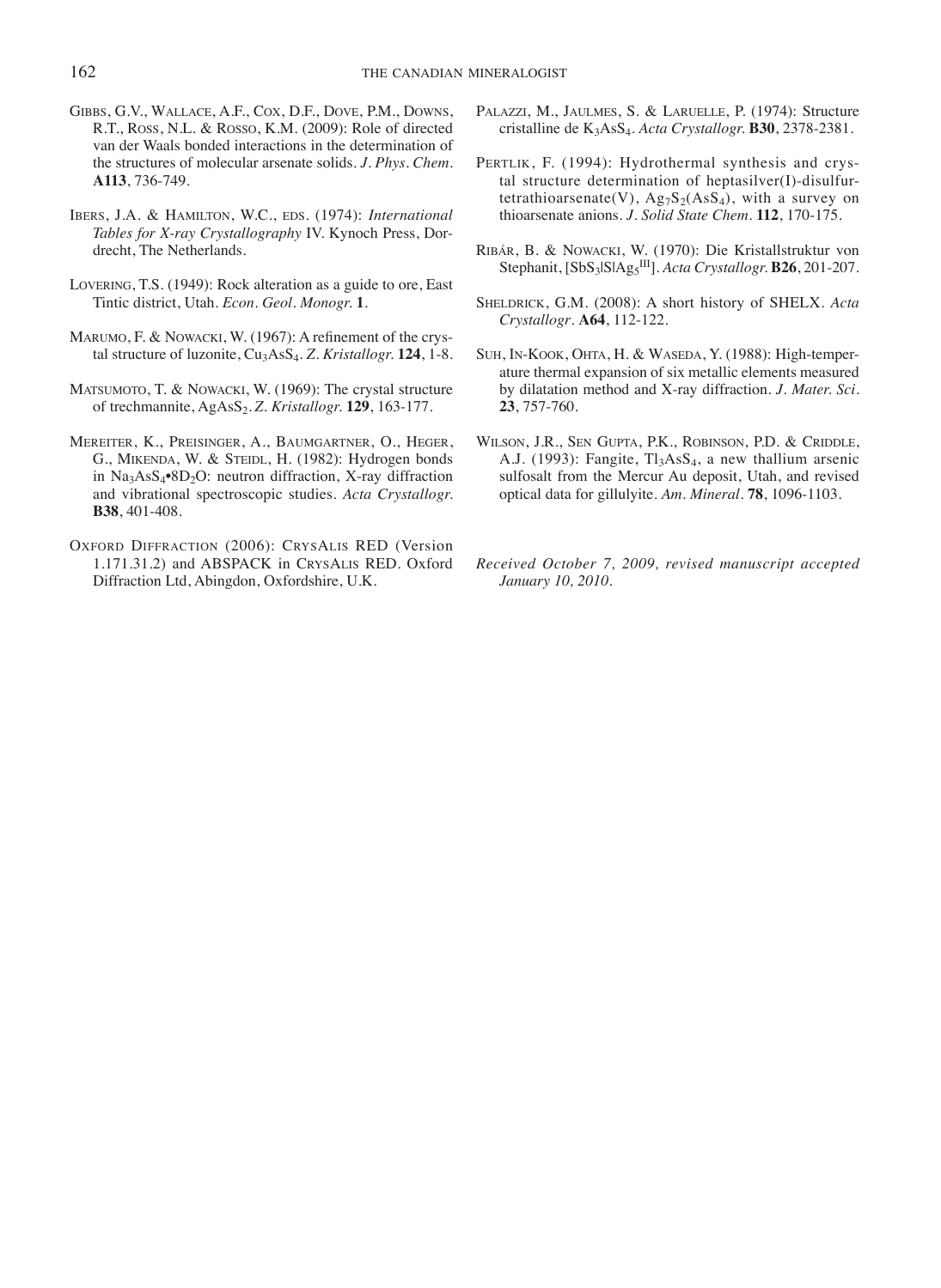GIBBS, G.V., WALLACE, A.F., COX, D.F., DOVE, P.M., DOWNS, R.T., ROSS, N.L. & ROSSO, K.M. (2009): Role of directed van der Waals bonded interactions in the determination of the structures of molecular arsenate solids. *J. Phys. Chem.* **A113**, 736-749.

IBERS, J.A. & HAMILTON, W.C., EDS. (1974): *International Tables for X-ray Crystallography* IV. Kynoch Press, Dordrecht, The Netherlands.

LOVERING, T.S. (1949): Rock alteration as a guide to ore, East Tintic district, Utah. *Econ. Geol. Monogr.* **1**.

MARUMO, F. & NOWACKI, W. (1967): A refinement of the crystal structure of luzonite, $Cu_3AsS_4$. *Z. Kristallogr.* **124**, 1-8.

MATSUMOTO, T. & NOWACKI, W. (1969): The crystal structure of trechmannite, $AgAsS_2$. *Z. Kristallogr.* **129**, 163-177.

MEREITER, K., PREISINGER, A., BAUMGARTNER, O., HEGER, G., MIKENDA, W. & STEIDL, H. (1982): Hydrogen bonds in $Na_3AsS_4$•$8D_2O$: neutron diffraction, X-ray diffraction and vibrational spectroscopic studies. *Acta Crystallogr.* **B38**, 401-408.

OXFORD DIFFRACTION (2006): CRYSALIS RED (Version 1.171.31.2) and ABSPACK in CRYSALIS RED. Oxford Diffraction Ltd, Abingdon, Oxfordshire, U.K.

PALAZZI, M., JAULMES, S. & LARUELLE, P. (1974): Structure cristalline de $K_3AsS_4$. *Acta Crystallogr.* **B30**, 2378-2381.

PERTLIK, F. (1994): Hydrothermal synthesis and crystal structure determination of heptasilver(I)-disulfurtetrathioarsenate(V), $Ag_7S_2(AsS_4)$, with a survey on thioarsenate anions. *J. Solid State Chem.* **112**, 170-175.

RIBÁR, B. & NOWACKI, W. (1970): Die Kristallstruktur von Stephanit, $[SbS_3|S|Ag_5^{III}]$. *Acta Crystallogr.* **B26**, 201-207.

SHELDRICK, G.M. (2008): A short history of SHELX. *Acta Crystallogr.* **A64**, 112-122.

SUH, IN-KOOK, OHTA, H. & WASEDA, Y. (1988): High-temperature thermal expansion of six metallic elements measured by dilatation method and X-ray diffraction. *J. Mater. Sci.* **23**, 757-760.

WILSON, J.R., SEN GUPTA, P.K., ROBINSON, P.D. & CRIDDLE, A.J. (1993): Fangite, $Tl_3AsS_4$, a new thallium arsenic sulfosalt from the Mercur Au deposit, Utah, and revised optical data for gillulyite. *Am. Mineral.* **78**, 1096-1103.

*Received October 7, 2009, revised manuscript accepted January 10, 2010.*